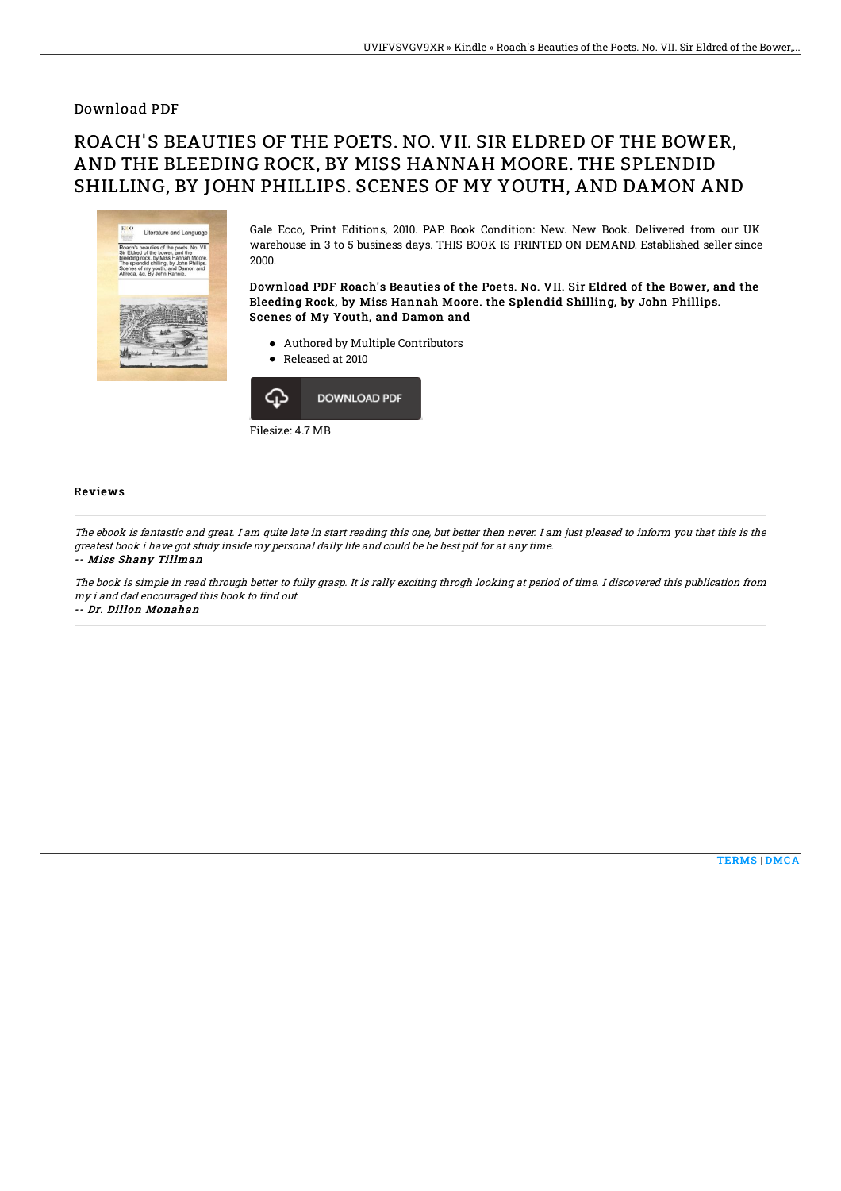Download PDF

# ROACH'S BEAUTIES OF THE POETS. NO. VII. SIR ELDRED OF THE BOWER, AND THE BLEEDING ROCK, BY MISS HANNAH MOORE. THE SPLENDID SHILLING, BY JOHN PHILLIPS. SCENES OF MY YOUTH, AND DAMON AND

Gale Ecco, Print Editions, 2010. PAP. Book Condition: New. New Book. Delivered from our UK warehouse in 3 to 5 business days. THIS BOOK IS PRINTED ON DEMAND. Established seller since 2000.

**Download PDF Roach's Beauties of the Poets. No. VII. Sir Eldred of the Bower, and the Bleeding Rock, by Miss Hannah Moore. the Splendid Shilling, by John Phillips. Scenes of My Youth, and Damon and**

- Authored by Multiple Contributors
- Released at 2010

DOWNLOAD PDF

Filesize: 4.7 MB

## Reviews

*The ebook is fantastic and great. I am quite late in start reading this one, but better then never. I am just pleased to inform you that this is the greatest book i have got study inside my personal daily life and could be he best pdf for at any time.*

-- *Miss Shany Tillman*

*The book is simple in read through better to fully grasp. It is rally exciting throgh looking at period of time. I discovered this publication from my i and dad encouraged this book to find out.*

-- *Dr. Dillon Monahan*

TERMS | DMCA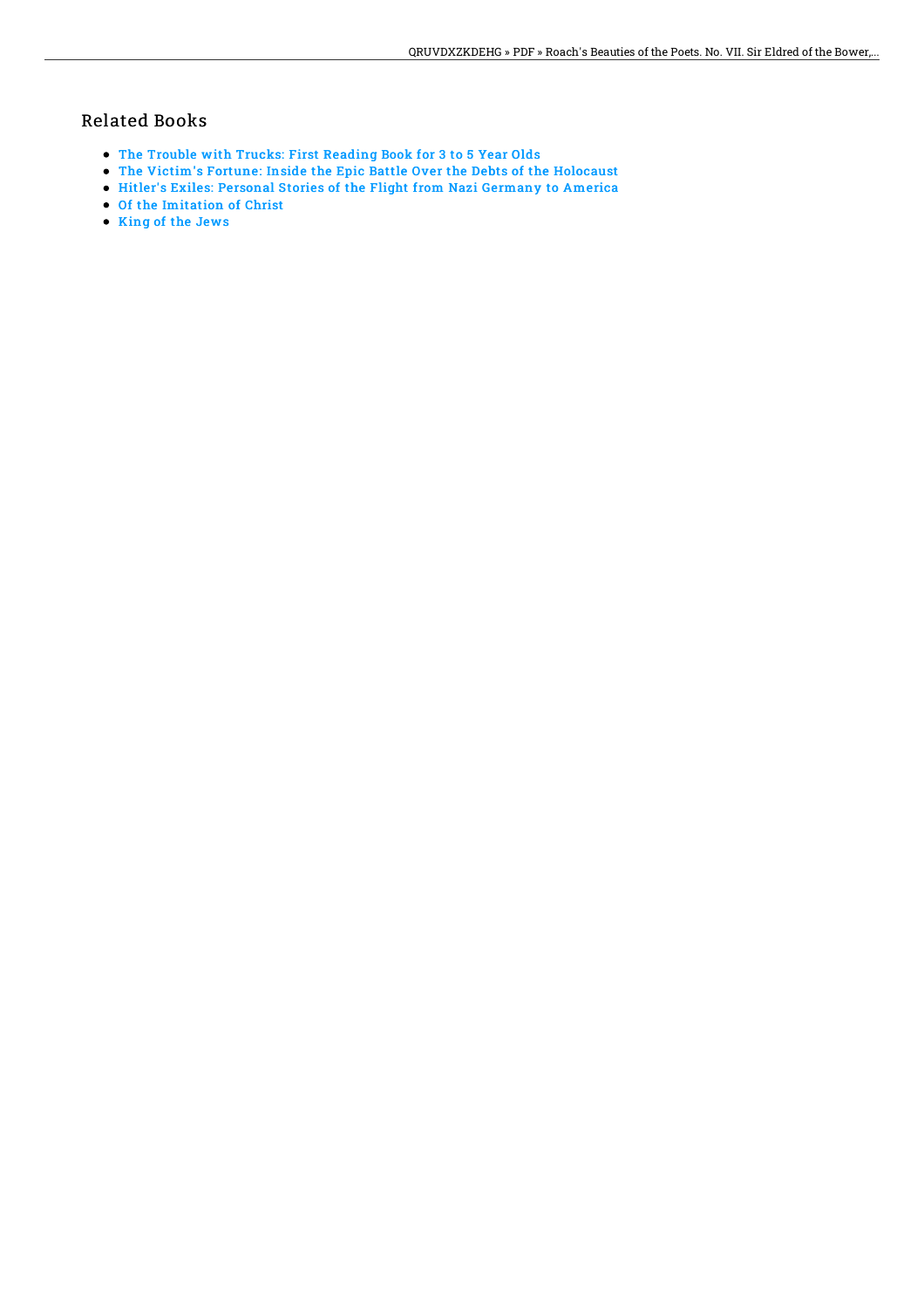## Related Books

- The Trouble with Trucks: First Reading Book for 3 to 5 Year Olds
- The Victim's Fortune: Inside the Epic Battle Over the Debts of the Holocaust
- Hitler's Exiles: Personal Stories of the Flight from Nazi Germany to America
- Of the Imitation of Christ
- King of the Jews